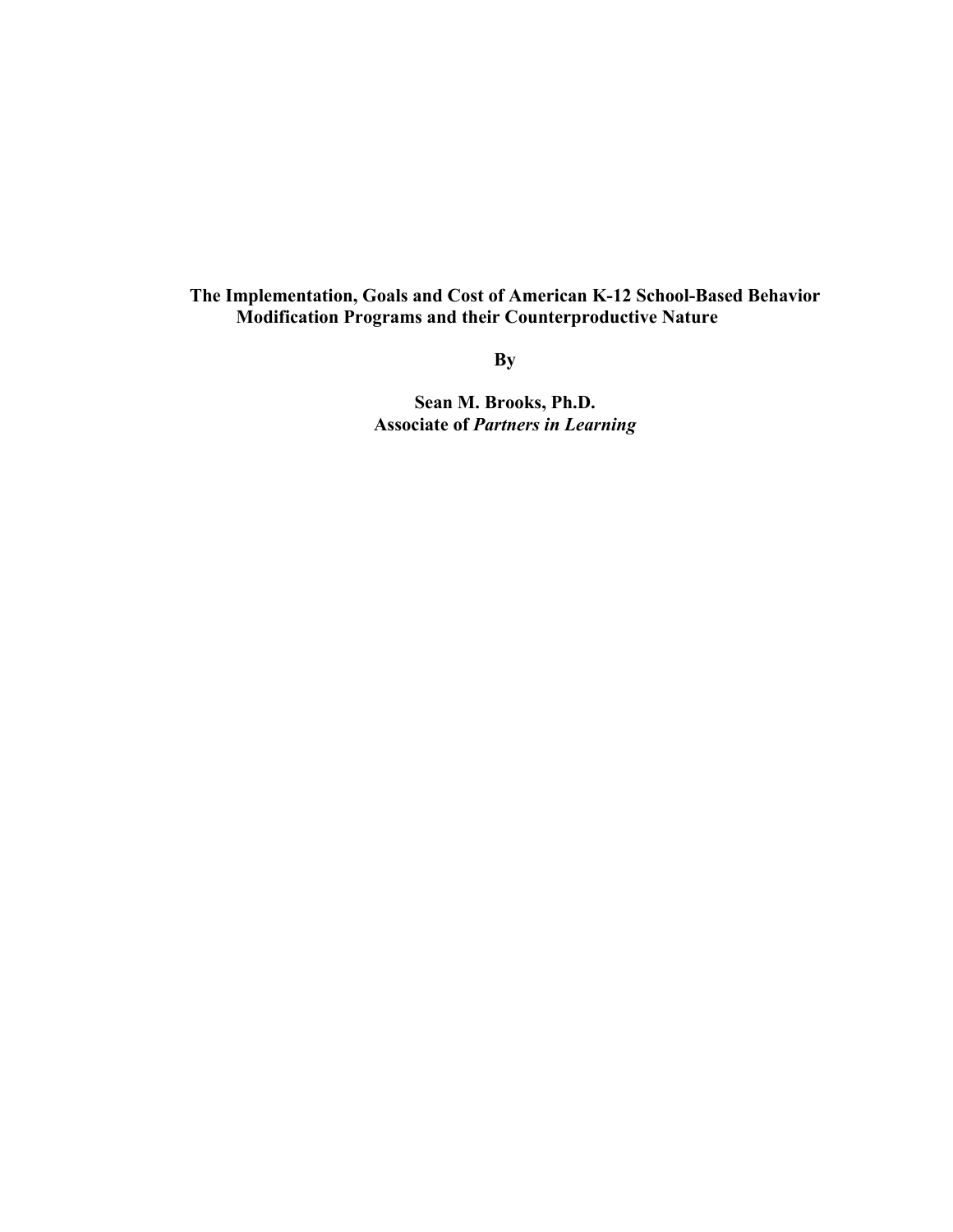# The Implementation, Goals and Cost of American K-12 School-Based Behavior Modification Programs and their Counterproductive Nature

**By**

**Sean M. Brooks, Ph.D.**
**Associate of *Partners in Learning***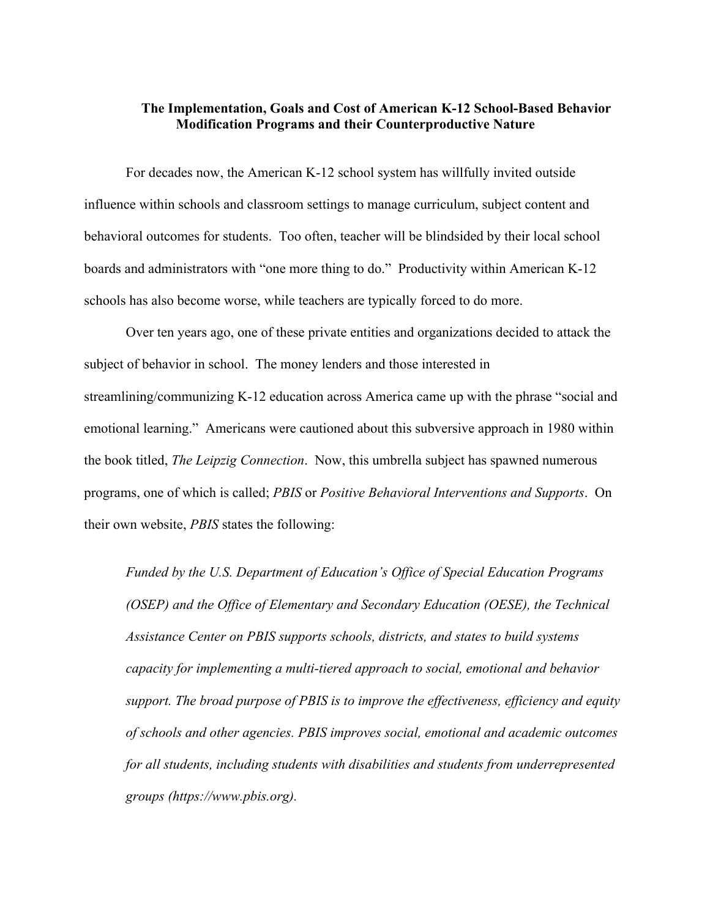**The Implementation, Goals and Cost of American K-12 School-Based Behavior Modification Programs and their Counterproductive Nature**

For decades now, the American K-12 school system has willfully invited outside influence within schools and classroom settings to manage curriculum, subject content and behavioral outcomes for students. Too often, teacher will be blindsided by their local school boards and administrators with "one more thing to do." Productivity within American K-12 schools has also become worse, while teachers are typically forced to do more.

Over ten years ago, one of these private entities and organizations decided to attack the subject of behavior in school. The money lenders and those interested in streamlining/communizing K-12 education across America came up with the phrase "social and emotional learning." Americans were cautioned about this subversive approach in 1980 within the book titled, *The Leipzig Connection*. Now, this umbrella subject has spawned numerous programs, one of which is called; *PBIS* or *Positive Behavioral Interventions and Supports*. On their own website, *PBIS* states the following:

> *Funded by the U.S. Department of Education's Office of Special Education Programs (OSEP) and the Office of Elementary and Secondary Education (OESE), the Technical Assistance Center on PBIS supports schools, districts, and states to build systems capacity for implementing a multi-tiered approach to social, emotional and behavior support. The broad purpose of PBIS is to improve the effectiveness, efficiency and equity of schools and other agencies. PBIS improves social, emotional and academic outcomes for all students, including students with disabilities and students from underrepresented groups (https://www.pbis.org).*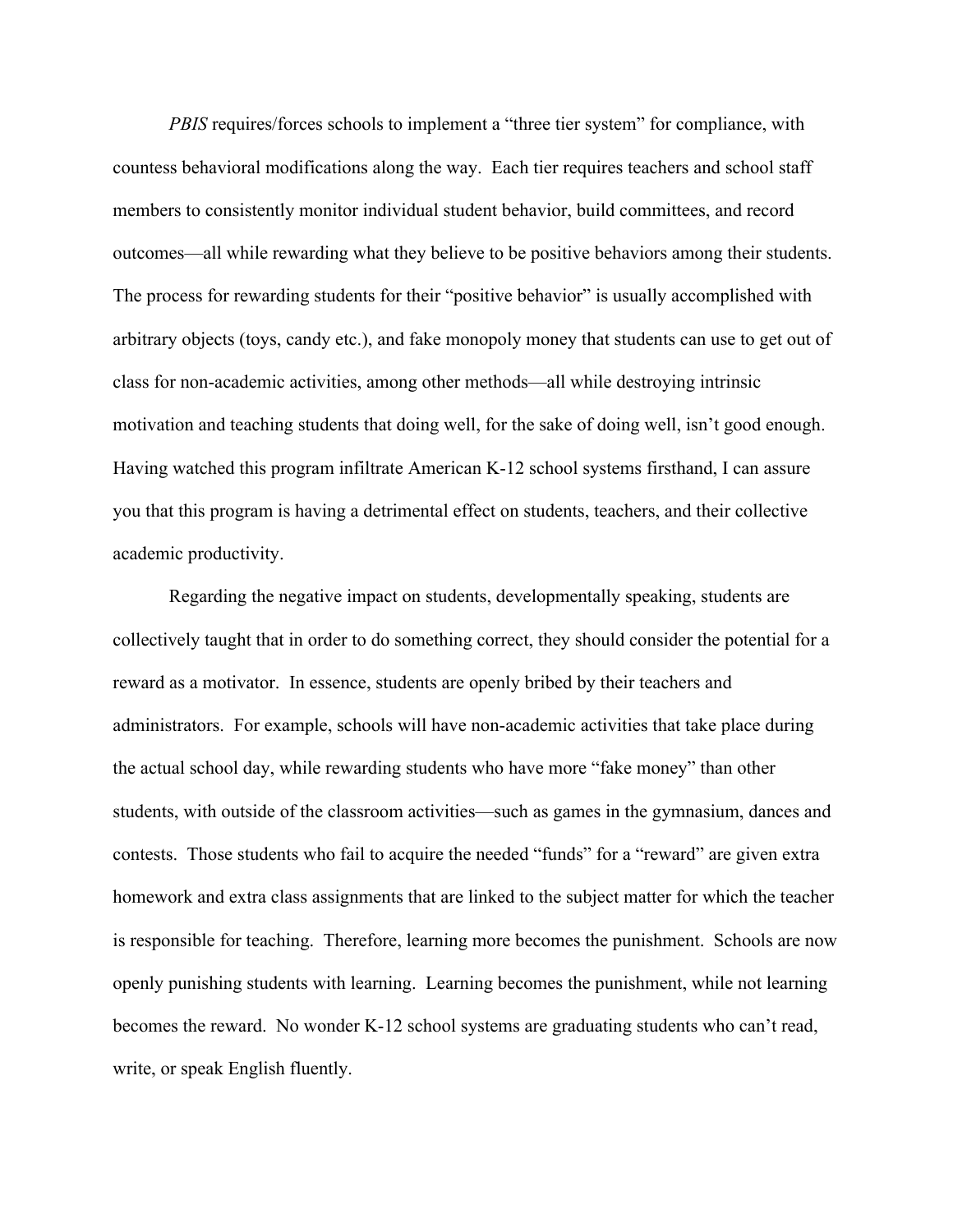*PBIS* requires/forces schools to implement a "three tier system" for compliance, with countess behavioral modifications along the way. Each tier requires teachers and school staff members to consistently monitor individual student behavior, build committees, and record outcomes—all while rewarding what they believe to be positive behaviors among their students. The process for rewarding students for their "positive behavior" is usually accomplished with arbitrary objects (toys, candy etc.), and fake monopoly money that students can use to get out of class for non-academic activities, among other methods—all while destroying intrinsic motivation and teaching students that doing well, for the sake of doing well, isn't good enough. Having watched this program infiltrate American K-12 school systems firsthand, I can assure you that this program is having a detrimental effect on students, teachers, and their collective academic productivity.

Regarding the negative impact on students, developmentally speaking, students are collectively taught that in order to do something correct, they should consider the potential for a reward as a motivator. In essence, students are openly bribed by their teachers and administrators. For example, schools will have non-academic activities that take place during the actual school day, while rewarding students who have more "fake money" than other students, with outside of the classroom activities—such as games in the gymnasium, dances and contests. Those students who fail to acquire the needed "funds" for a "reward" are given extra homework and extra class assignments that are linked to the subject matter for which the teacher is responsible for teaching. Therefore, learning more becomes the punishment. Schools are now openly punishing students with learning. Learning becomes the punishment, while not learning becomes the reward. No wonder K-12 school systems are graduating students who can't read, write, or speak English fluently.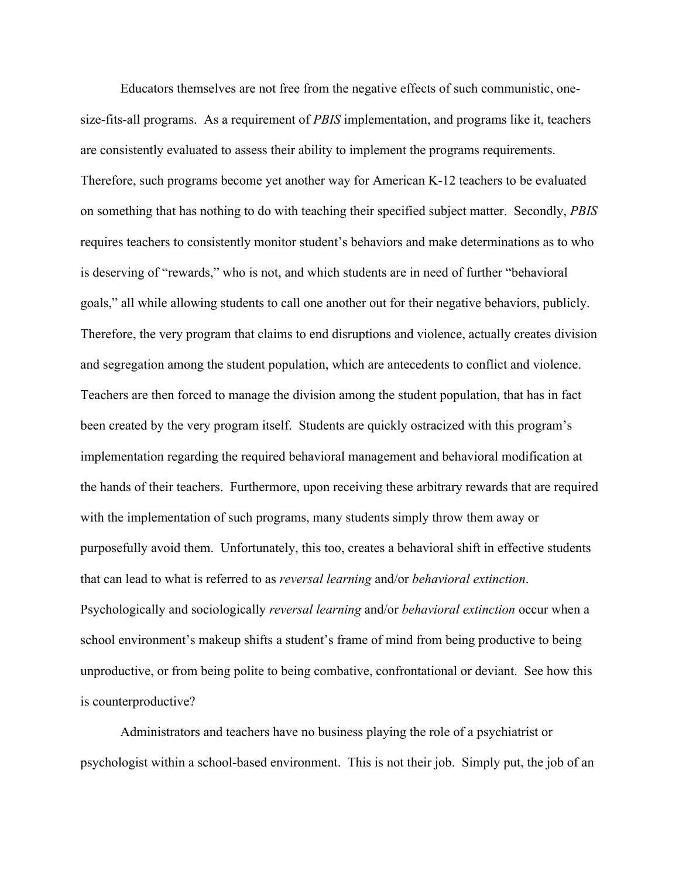Educators themselves are not free from the negative effects of such communistic, one-size-fits-all programs. As a requirement of *PBIS* implementation, and programs like it, teachers are consistently evaluated to assess their ability to implement the programs requirements. Therefore, such programs become yet another way for American K-12 teachers to be evaluated on something that has nothing to do with teaching their specified subject matter. Secondly, *PBIS* requires teachers to consistently monitor student's behaviors and make determinations as to who is deserving of "rewards," who is not, and which students are in need of further "behavioral goals," all while allowing students to call one another out for their negative behaviors, publicly. Therefore, the very program that claims to end disruptions and violence, actually creates division and segregation among the student population, which are antecedents to conflict and violence. Teachers are then forced to manage the division among the student population, that has in fact been created by the very program itself. Students are quickly ostracized with this program's implementation regarding the required behavioral management and behavioral modification at the hands of their teachers. Furthermore, upon receiving these arbitrary rewards that are required with the implementation of such programs, many students simply throw them away or purposefully avoid them. Unfortunately, this too, creates a behavioral shift in effective students that can lead to what is referred to as *reversal learning* and/or *behavioral extinction*. Psychologically and sociologically *reversal learning* and/or *behavioral extinction* occur when a school environment's makeup shifts a student's frame of mind from being productive to being unproductive, or from being polite to being combative, confrontational or deviant. See how this is counterproductive?

Administrators and teachers have no business playing the role of a psychiatrist or psychologist within a school-based environment. This is not their job. Simply put, the job of an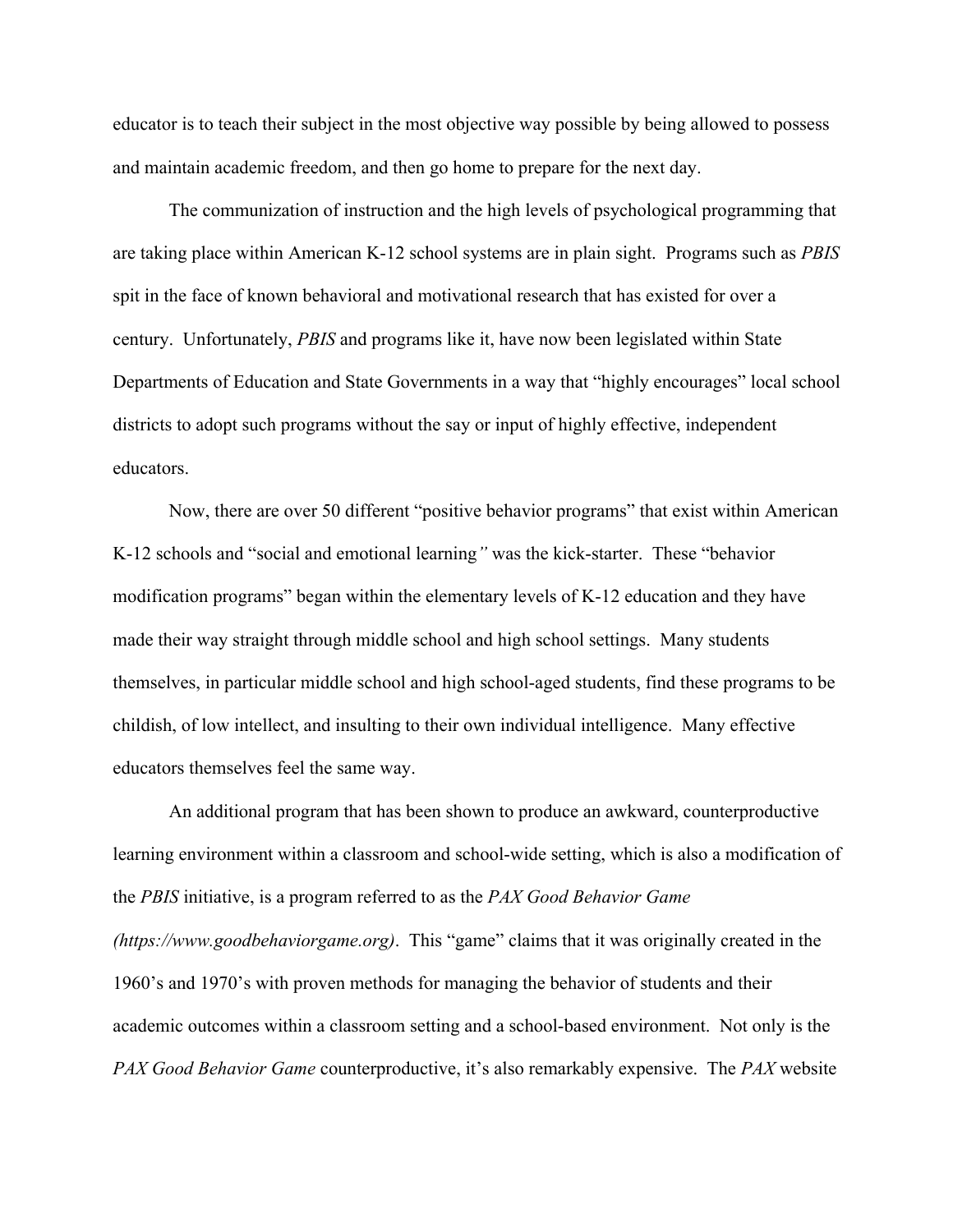educator is to teach their subject in the most objective way possible by being allowed to possess and maintain academic freedom, and then go home to prepare for the next day.

The communization of instruction and the high levels of psychological programming that are taking place within American K-12 school systems are in plain sight. Programs such as *PBIS* spit in the face of known behavioral and motivational research that has existed for over a century. Unfortunately, *PBIS* and programs like it, have now been legislated within State Departments of Education and State Governments in a way that "highly encourages" local school districts to adopt such programs without the say or input of highly effective, independent educators.

Now, there are over 50 different "positive behavior programs" that exist within American K-12 schools and "social and emotional learning*"* was the kick-starter. These "behavior modification programs" began within the elementary levels of K-12 education and they have made their way straight through middle school and high school settings. Many students themselves, in particular middle school and high school-aged students, find these programs to be childish, of low intellect, and insulting to their own individual intelligence. Many effective educators themselves feel the same way.

An additional program that has been shown to produce an awkward, counterproductive learning environment within a classroom and school-wide setting, which is also a modification of the *PBIS* initiative, is a program referred to as the *PAX Good Behavior Game (https://www.goodbehaviorgame.org)*. This "game" claims that it was originally created in the 1960's and 1970's with proven methods for managing the behavior of students and their academic outcomes within a classroom setting and a school-based environment. Not only is the *PAX Good Behavior Game* counterproductive, it's also remarkably expensive. The *PAX* website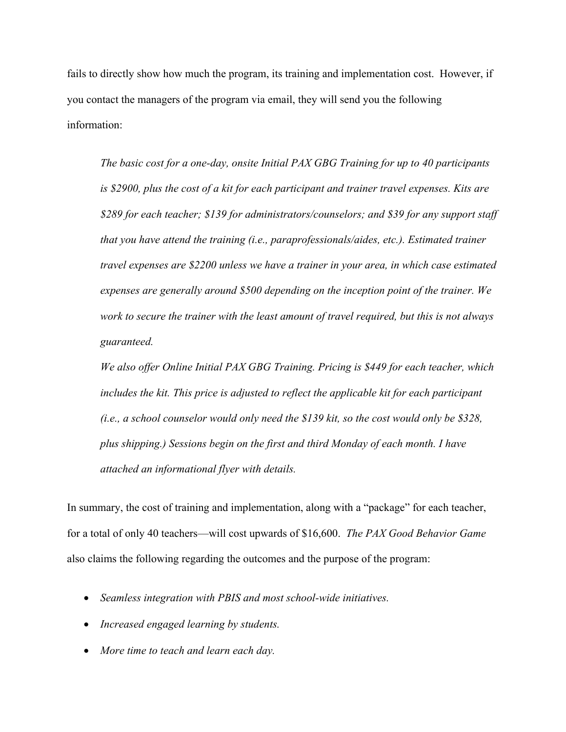fails to directly show how much the program, its training and implementation cost. However, if you contact the managers of the program via email, they will send you the following information:

> *The basic cost for a one-day, onsite Initial PAX GBG Training for up to 40 participants is $2900, plus the cost of a kit for each participant and trainer travel expenses. Kits are $289 for each teacher; $139 for administrators/counselors; and $39 for any support staff that you have attend the training (i.e., paraprofessionals/aides, etc.). Estimated trainer travel expenses are $2200 unless we have a trainer in your area, in which case estimated expenses are generally around $500 depending on the inception point of the trainer. We work to secure the trainer with the least amount of travel required, but this is not always guaranteed.*
>
> *We also offer Online Initial PAX GBG Training. Pricing is $449 for each teacher, which includes the kit. This price is adjusted to reflect the applicable kit for each participant (i.e., a school counselor would only need the $139 kit, so the cost would only be $328, plus shipping.) Sessions begin on the first and third Monday of each month. I have attached an informational flyer with details.*

In summary, the cost of training and implementation, along with a "package" for each teacher, for a total of only 40 teachers—will cost upwards of $16,600. *The PAX Good Behavior Game* also claims the following regarding the outcomes and the purpose of the program:

- *Seamless integration with PBIS and most school-wide initiatives.*
- *Increased engaged learning by students.*
- *More time to teach and learn each day.*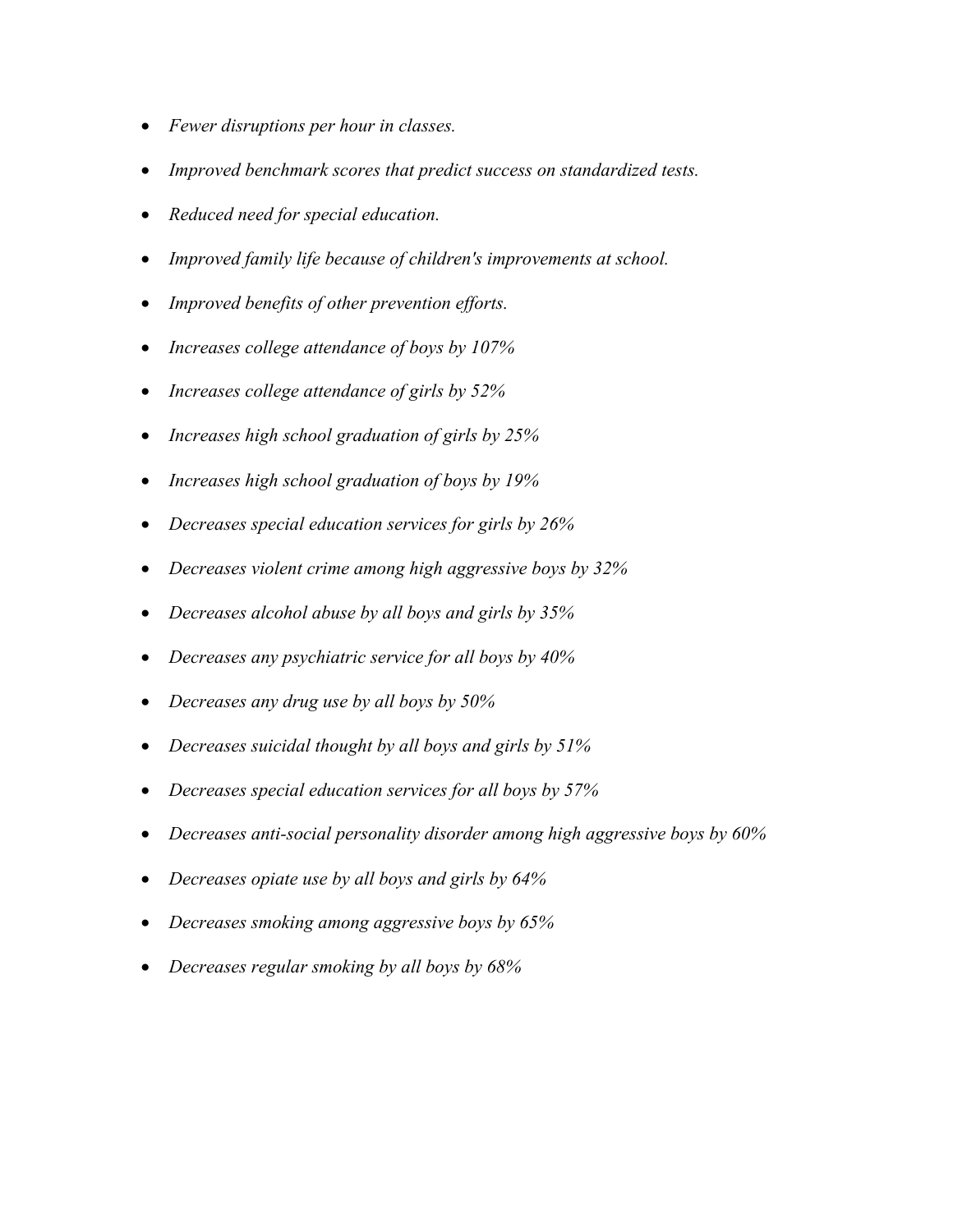- *Fewer disruptions per hour in classes.*
- *Improved benchmark scores that predict success on standardized tests.*
- *Reduced need for special education.*
- *Improved family life because of children's improvements at school.*
- *Improved benefits of other prevention efforts.*
- *Increases college attendance of boys by 107%*
- *Increases college attendance of girls by 52%*
- *Increases high school graduation of girls by 25%*
- *Increases high school graduation of boys by 19%*
- *Decreases special education services for girls by 26%*
- *Decreases violent crime among high aggressive boys by 32%*
- *Decreases alcohol abuse by all boys and girls by 35%*
- *Decreases any psychiatric service for all boys by 40%*
- *Decreases any drug use by all boys by 50%*
- *Decreases suicidal thought by all boys and girls by 51%*
- *Decreases special education services for all boys by 57%*
- *Decreases anti-social personality disorder among high aggressive boys by 60%*
- *Decreases opiate use by all boys and girls by 64%*
- *Decreases smoking among aggressive boys by 65%*
- *Decreases regular smoking by all boys by 68%*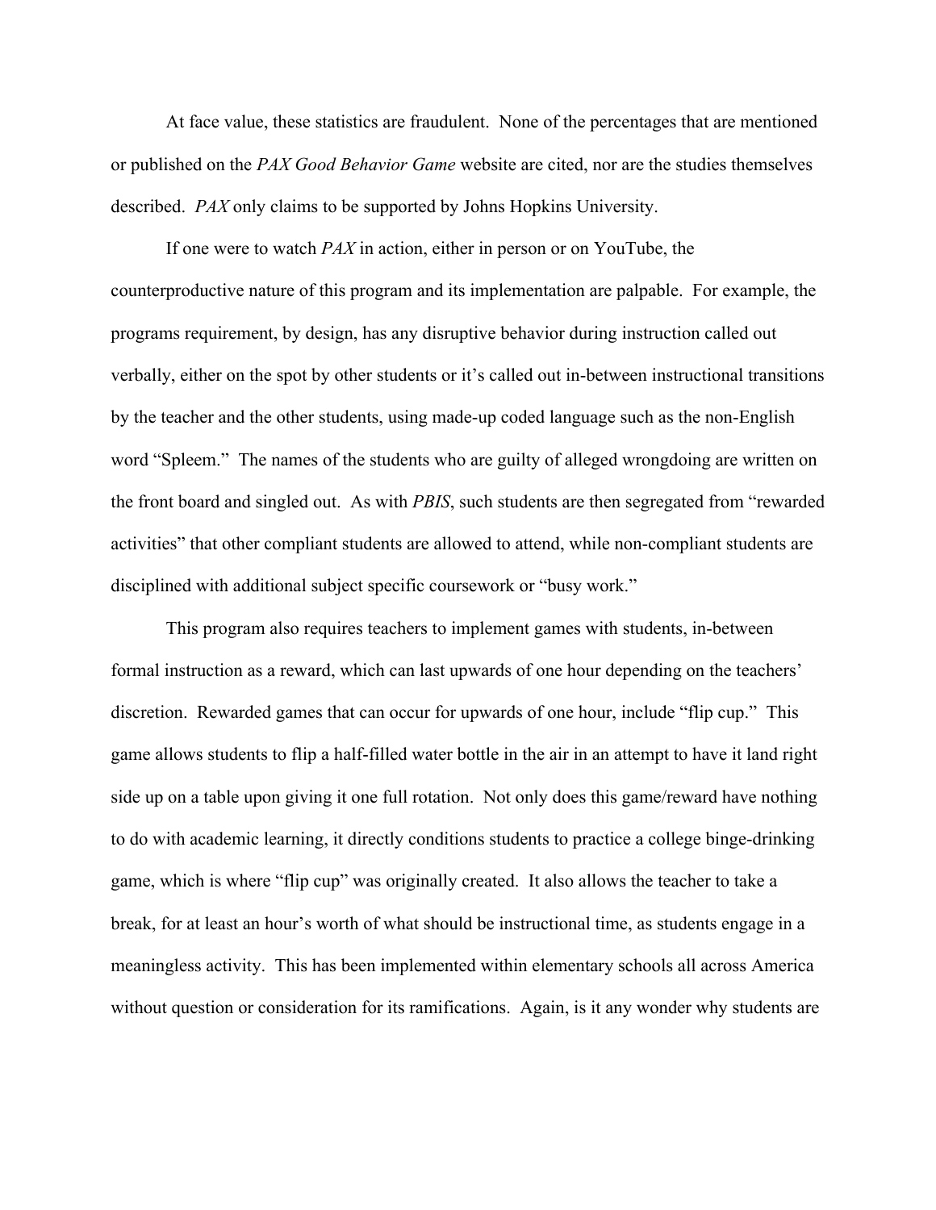At face value, these statistics are fraudulent. None of the percentages that are mentioned or published on the *PAX Good Behavior Game* website are cited, nor are the studies themselves described. *PAX* only claims to be supported by Johns Hopkins University.

If one were to watch *PAX* in action, either in person or on YouTube, the counterproductive nature of this program and its implementation are palpable. For example, the programs requirement, by design, has any disruptive behavior during instruction called out verbally, either on the spot by other students or it's called out in-between instructional transitions by the teacher and the other students, using made-up coded language such as the non-English word "Spleem." The names of the students who are guilty of alleged wrongdoing are written on the front board and singled out. As with *PBIS*, such students are then segregated from "rewarded activities" that other compliant students are allowed to attend, while non-compliant students are disciplined with additional subject specific coursework or "busy work."

This program also requires teachers to implement games with students, in-between formal instruction as a reward, which can last upwards of one hour depending on the teachers' discretion. Rewarded games that can occur for upwards of one hour, include "flip cup." This game allows students to flip a half-filled water bottle in the air in an attempt to have it land right side up on a table upon giving it one full rotation. Not only does this game/reward have nothing to do with academic learning, it directly conditions students to practice a college binge-drinking game, which is where "flip cup" was originally created. It also allows the teacher to take a break, for at least an hour's worth of what should be instructional time, as students engage in a meaningless activity. This has been implemented within elementary schools all across America without question or consideration for its ramifications. Again, is it any wonder why students are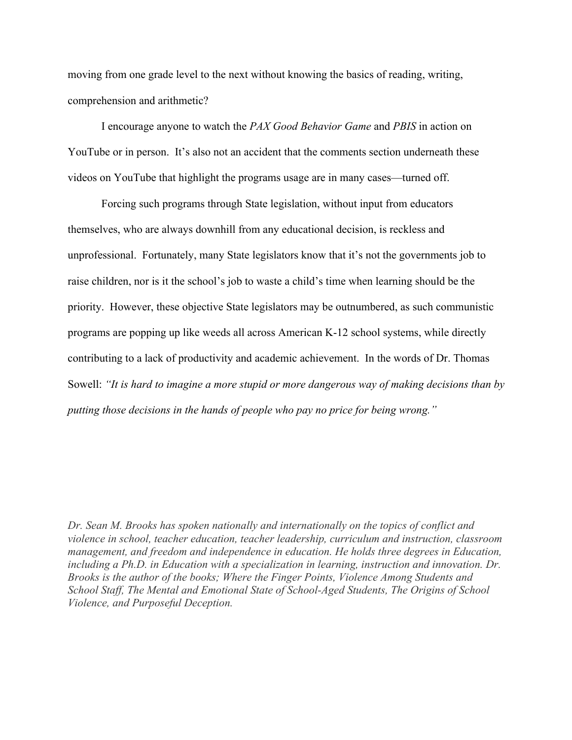moving from one grade level to the next without knowing the basics of reading, writing, comprehension and arithmetic?

I encourage anyone to watch the *PAX Good Behavior Game* and *PBIS* in action on YouTube or in person. It's also not an accident that the comments section underneath these videos on YouTube that highlight the programs usage are in many cases—turned off.

Forcing such programs through State legislation, without input from educators themselves, who are always downhill from any educational decision, is reckless and unprofessional. Fortunately, many State legislators know that it's not the governments job to raise children, nor is it the school's job to waste a child's time when learning should be the priority. However, these objective State legislators may be outnumbered, as such communistic programs are popping up like weeds all across American K-12 school systems, while directly contributing to a lack of productivity and academic achievement. In the words of Dr. Thomas Sowell: *"It is hard to imagine a more stupid or more dangerous way of making decisions than by putting those decisions in the hands of people who pay no price for being wrong."*

*Dr. Sean M. Brooks has spoken nationally and internationally on the topics of conflict and violence in school, teacher education, teacher leadership, curriculum and instruction, classroom management, and freedom and independence in education. He holds three degrees in Education, including a Ph.D. in Education with a specialization in learning, instruction and innovation. Dr. Brooks is the author of the books; Where the Finger Points, Violence Among Students and School Staff, The Mental and Emotional State of School-Aged Students, The Origins of School Violence, and Purposeful Deception.*